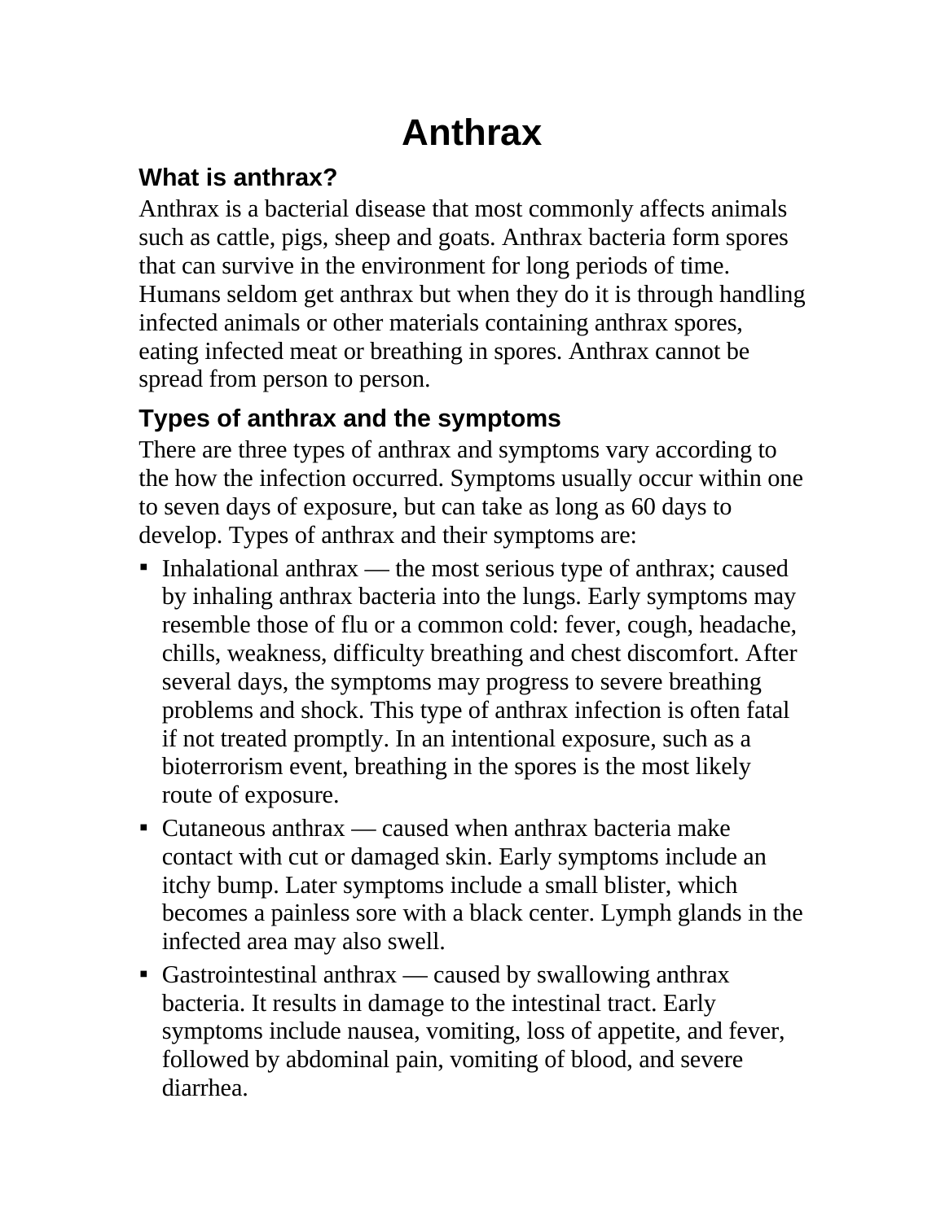# Anthrax

## What is anthrax?

Anthrax is a bacterial disease that most commonly affects animals such as cattle, pigs, sheep and goats. Anthrax bacteria form spores that can survive in the environment for long periods of time. Humans seldom get anthrax but when they do it is through handling infected animals or other materials containing anthrax spores, eating infected meat or breathing in spores. Anthrax cannot be spread from person to person.

## Types of anthrax and the symptoms

There are three types of anthrax and symptoms vary according to the how the infection occurred. Symptoms usually occur within one to seven days of exposure, but can take as long as 60 days to develop. Types of anthrax and their symptoms are:

- Inhalational anthrax — the most serious type of anthrax; caused by inhaling anthrax bacteria into the lungs. Early symptoms may resemble those of flu or a common cold: fever, cough, headache, chills, weakness, difficulty breathing and chest discomfort. After several days, the symptoms may progress to severe breathing problems and shock. This type of anthrax infection is often fatal if not treated promptly. In an intentional exposure, such as a bioterrorism event, breathing in the spores is the most likely route of exposure.
- Cutaneous anthrax — caused when anthrax bacteria make contact with cut or damaged skin. Early symptoms include an itchy bump. Later symptoms include a small blister, which becomes a painless sore with a black center. Lymph glands in the infected area may also swell.
- Gastrointestinal anthrax — caused by swallowing anthrax bacteria. It results in damage to the intestinal tract. Early symptoms include nausea, vomiting, loss of appetite, and fever, followed by abdominal pain, vomiting of blood, and severe diarrhea.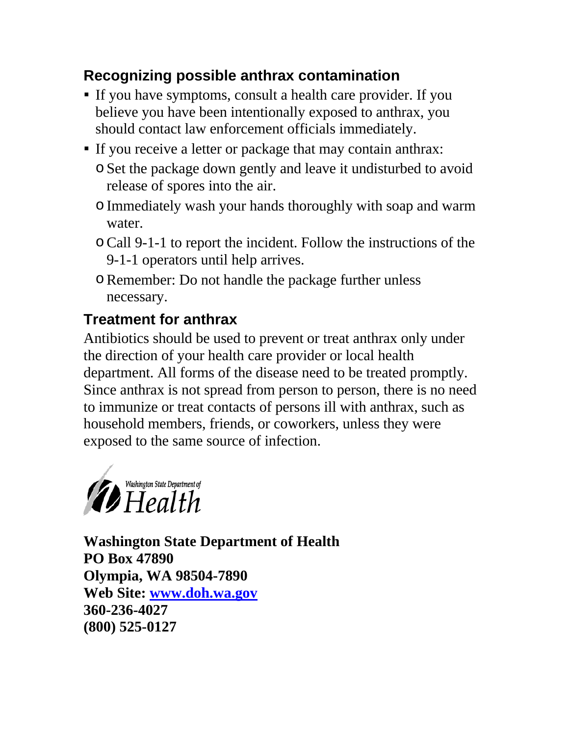## Recognizing possible anthrax contamination

- If you have symptoms, consult a health care provider. If you believe you have been intentionally exposed to anthrax, you should contact law enforcement officials immediately.
- If you receive a letter or package that may contain anthrax:
  - Set the package down gently and leave it undisturbed to avoid release of spores into the air.
  - Immediately wash your hands thoroughly with soap and warm water.
  - Call 9-1-1 to report the incident. Follow the instructions of the 9-1-1 operators until help arrives.
  - Remember: Do not handle the package further unless necessary.

## Treatment for anthrax

Antibiotics should be used to prevent or treat anthrax only under the direction of your health care provider or local health department. All forms of the disease need to be treated promptly. Since anthrax is not spread from person to person, there is no need to immunize or treat contacts of persons ill with anthrax, such as household members, friends, or coworkers, unless they were exposed to the same source of infection.

Washington State Department of Health

**Washington State Department of Health**
**PO Box 47890**
**Olympia, WA 98504-7890**
**Web Site: [www.doh.wa.gov](http://www.doh.wa.gov)**
**360-236-4027**
**(800) 525-0127**